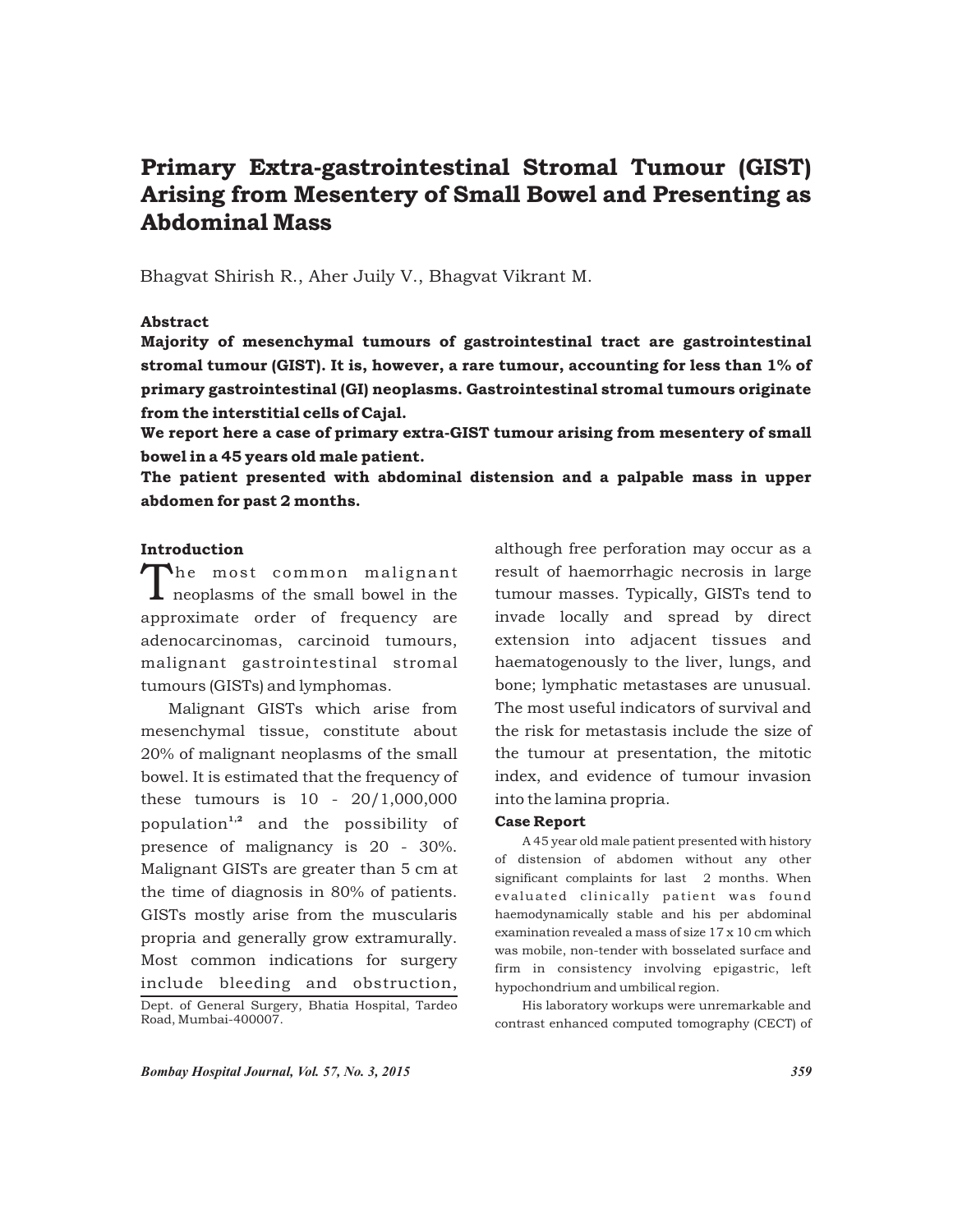# Primary Extra-gastrointestinal Stromal Tumour (GIST) Arising from Mesentery of Small Bowel and Presenting as Abdominal Mass

Bhagvat Shirish R., Aher Juily V., Bhagvat Vikrant M.

### Abstract

**Majority of mesenchymal tumours of gastrointestinal tract are gastrointestinal stromal tumour (GIST). It is, however, a rare tumour, accounting for less than 1% of primary gastrointestinal (GI) neoplasms. Gastrointestinal stromal tumours originate from the interstitial cells of Cajal.**

**We report here a case of primary extra-GIST tumour arising from mesentery of small bowel in a 45 years old male patient.**

**The patient presented with abdominal distension and a palpable mass in upper abdomen for past 2 months.**

### Introduction

The most common malignant neoplasms of the small bowel in the approximate order of frequency are adenocarcinomas, carcinoid tumours, malignant gastrointestinal stromal tumours (GISTs) and lymphomas.

Malignant GISTs which arise from mesenchymal tissue, constitute about 20% of malignant neoplasms of the small bowel. It is estimated that the frequency of these tumours is 10 - 20/1,000,000 population[1,2] and the possibility of presence of malignancy is 20 - 30%. Malignant GISTs are greater than 5 cm at the time of diagnosis in 80% of patients. GISTs mostly arise from the muscularis propria and generally grow extramurally. Most common indications for surgery include bleeding and obstruction, although free perforation may occur as a result of haemorrhagic necrosis in large tumour masses. Typically, GISTs tend to invade locally and spread by direct extension into adjacent tissues and haematogenously to the liver, lungs, and bone; lymphatic metastases are unusual. The most useful indicators of survival and the risk for metastasis include the size of the tumour at presentation, the mitotic index, and evidence of tumour invasion into the lamina propria.

Dept. of General Surgery, Bhatia Hospital, Tardeo Road, Mumbai-400007.

### Case Report

A 45 year old male patient presented with history of distension of abdomen without any other significant complaints for last 2 months. When evaluated clinically patient was found haemodynamically stable and his per abdominal examination revealed a mass of size 17 x 10 cm which was mobile, non-tender with bosselated surface and firm in consistency involving epigastric, left hypochondrium and umbilical region.

His laboratory workups were unremarkable and contrast enhanced computed tomography (CECT) of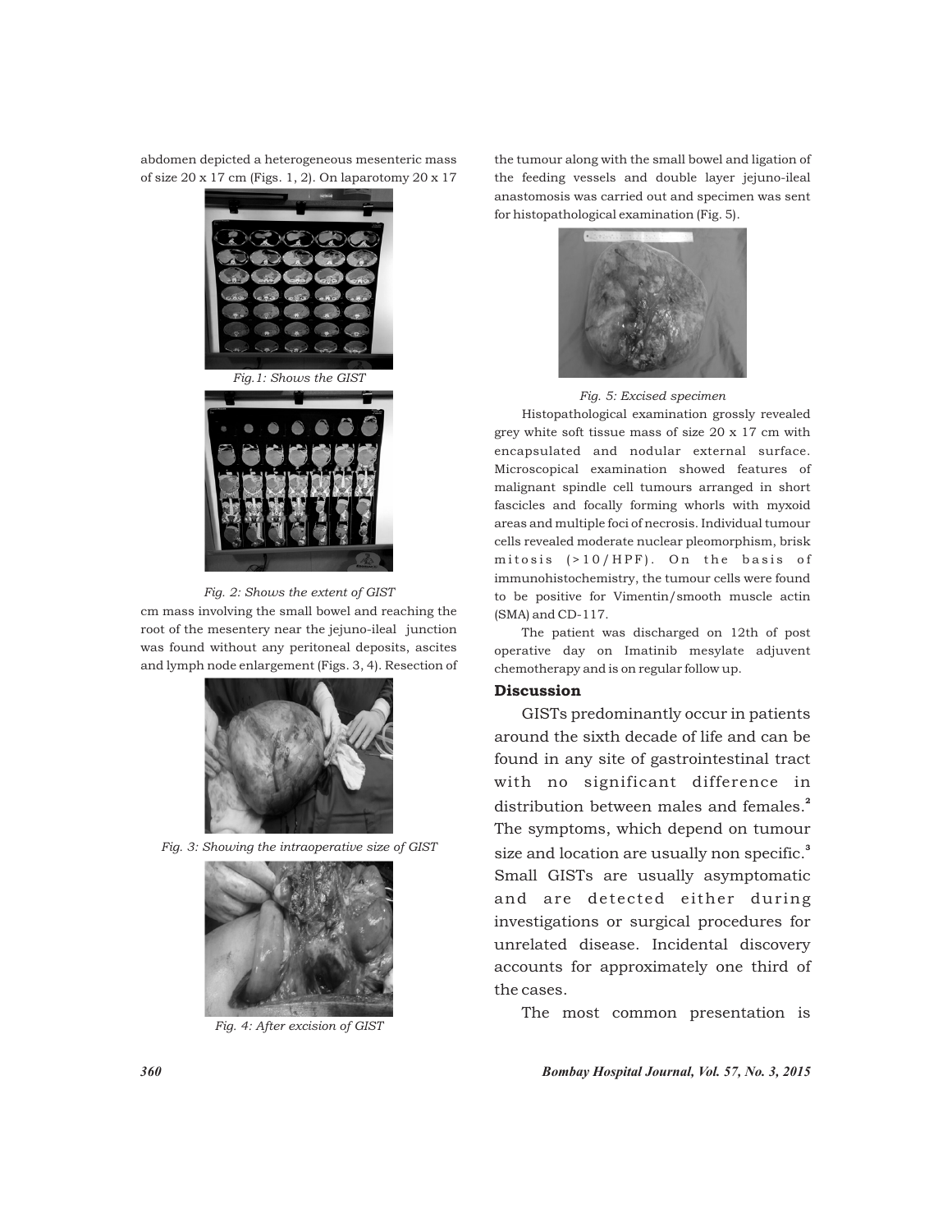abdomen depicted a heterogeneous mesenteric mass of size 20 x 17 cm (Figs. 1, 2). On laparotomy 20 x 17 cm mass involving the small bowel and reaching the root of the mesentery near the jejuno-ileal junction was found without any peritoneal deposits, ascites and lymph node enlargement (Figs. 3, 4). Resection of the tumour along with the small bowel and ligation of the feeding vessels and double layer jejuno-ileal anastomosis was carried out and specimen was sent for histopathological examination (Fig. 5).

*Fig.1: Shows the GIST*

*Fig. 2: Shows the extent of GIST*

*Fig. 3: Showing the intraoperative size of GIST*

*Fig. 4: After excision of GIST*

*Fig. 5: Excised specimen*

Histopathological examination grossly revealed grey white soft tissue mass of size 20 x 17 cm with encapsulated and nodular external surface. Microscopical examination showed features of malignant spindle cell tumours arranged in short fascicles and focally forming whorls with myxoid areas and multiple foci of necrosis. Individual tumour cells revealed moderate nuclear pleomorphism, brisk mitosis (>10/HPF). On the basis of immunohistochemistry, the tumour cells were found to be positive for Vimentin/smooth muscle actin (SMA) and CD-117.

The patient was discharged on 12th of post operative day on Imatinib mesylate adjuvent chemotherapy and is on regular follow up.

## Discussion

GISTs predominantly occur in patients around the sixth decade of life and can be found in any site of gastrointestinal tract with no significant difference in distribution between males and females.[2] The symptoms, which depend on tumour size and location are usually non specific.[3] Small GISTs are usually asymptomatic and are detected either during investigations or surgical procedures for unrelated disease. Incidental discovery accounts for approximately one third of the cases.

The most common presentation is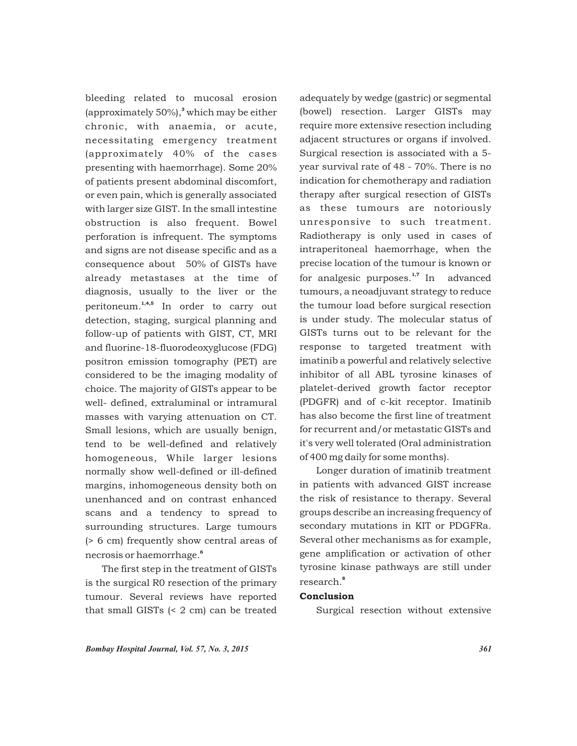bleeding related to mucosal erosion (approximately 50%),[3] which may be either chronic, with anaemia, or acute, necessitating emergency treatment (approximately 40% of the cases presenting with haemorrhage). Some 20% of patients present abdominal discomfort, or even pain, which is generally associated with larger size GIST. In the small intestine obstruction is also frequent. Bowel perforation is infrequent. The symptoms and signs are not disease specific and as a consequence about 50% of GISTs have already metastases at the time of diagnosis, usually to the liver or the peritoneum.[1,4,5] In order to carry out detection, staging, surgical planning and follow-up of patients with GIST, CT, MRI and fluorine-18-fluorodeoxyglucose (FDG) positron emission tomography (PET) are considered to be the imaging modality of choice. The majority of GISTs appear to be well- defined, extraluminal or intramural masses with varying attenuation on CT. Small lesions, which are usually benign, tend to be well-defined and relatively homogeneous, While larger lesions normally show well-defined or ill-defined margins, inhomogeneous density both on unenhanced and on contrast enhanced scans and a tendency to spread to surrounding structures. Large tumours (> 6 cm) frequently show central areas of necrosis or haemorrhage.[6]

The first step in the treatment of GISTs is the surgical R0 resection of the primary tumour. Several reviews have reported that small GISTs (< 2 cm) can be treated adequately by wedge (gastric) or segmental (bowel) resection. Larger GISTs may require more extensive resection including adjacent structures or organs if involved. Surgical resection is associated with a 5-year survival rate of 48 - 70%. There is no indication for chemotherapy and radiation therapy after surgical resection of GISTs as these tumours are notoriously unresponsive to such treatment. Radiotherapy is only used in cases of intraperitoneal haemorrhage, when the precise location of the tumour is known or for analgesic purposes.[1,7] In advanced tumours, a neoadjuvant strategy to reduce the tumour load before surgical resection is under study. The molecular status of GISTs turns out to be relevant for the response to targeted treatment with imatinib a powerful and relatively selective inhibitor of all ABL tyrosine kinases of platelet-derived growth factor receptor (PDGFR) and of c-kit receptor. Imatinib has also become the first line of treatment for recurrent and/or metastatic GISTs and it's very well tolerated (Oral administration of 400 mg daily for some months).

Longer duration of imatinib treatment in patients with advanced GIST increase the risk of resistance to therapy. Several groups describe an increasing frequency of secondary mutations in KIT or PDGFRa. Several other mechanisms as for example, gene amplification or activation of other tyrosine kinase pathways are still under research.[8]

## Conclusion

Surgical resection without extensive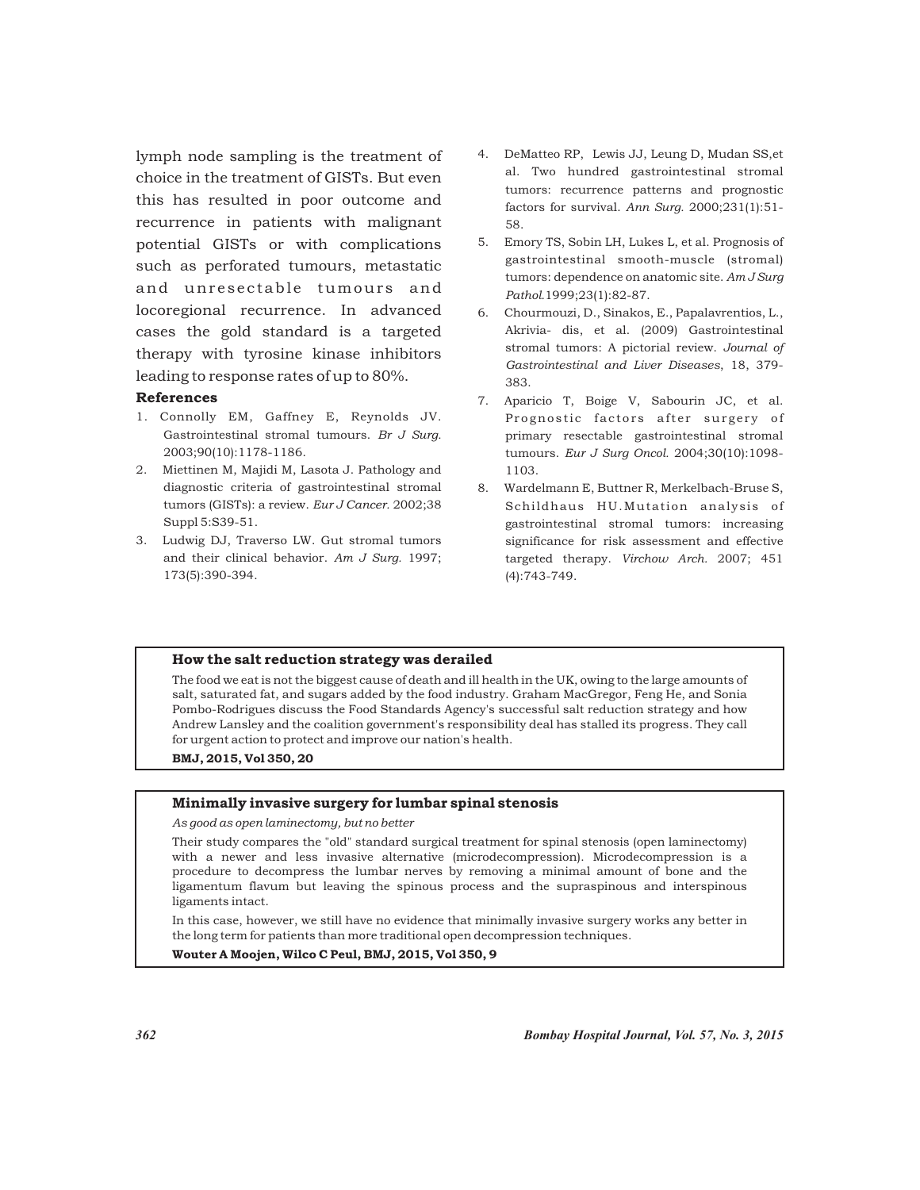lymph node sampling is the treatment of choice in the treatment of GISTs. But even this has resulted in poor outcome and recurrence in patients with malignant potential GISTs or with complications such as perforated tumours, metastatic and unresectable tumours and locoregional recurrence. In advanced cases the gold standard is a targeted therapy with tyrosine kinase inhibitors leading to response rates of up to 80%.

### References

1. Connolly EM, Gaffney E, Reynolds JV. Gastrointestinal stromal tumours. *Br J Surg.* 2003;90(10):1178-1186.
2. Miettinen M, Majidi M, Lasota J. Pathology and diagnostic criteria of gastrointestinal stromal tumors (GISTs): a review. *Eur J Cancer.* 2002;38 Suppl 5:S39-51.
3. Ludwig DJ, Traverso LW. Gut stromal tumors and their clinical behavior. *Am J Surg.* 1997; 173(5):390-394.
4. DeMatteo RP, Lewis JJ, Leung D, Mudan SS,et al. Two hundred gastrointestinal stromal tumors: recurrence patterns and prognostic factors for survival. *Ann Surg.* 2000;231(1):51-58.
5. Emory TS, Sobin LH, Lukes L, et al. Prognosis of gastrointestinal smooth-muscle (stromal) tumors: dependence on anatomic site. *Am J Surg Pathol.*1999;23(1):82-87.
6. Chourmouzi, D., Sinakos, E., Papalavrentios, L., Akrivia- dis, et al. (2009) Gastrointestinal stromal tumors: A pictorial review. *Journal of Gastrointestinal and Liver Diseases*, 18, 379-383.
7. Aparicio T, Boige V, Sabourin JC, et al. Prognostic factors after surgery of primary resectable gastrointestinal stromal tumours. *Eur J Surg Oncol.* 2004;30(10):1098-1103.
8. Wardelmann E, Buttner R, Merkelbach-Bruse S, Schildhaus HU.Mutation analysis of gastrointestinal stromal tumors: increasing significance for risk assessment and effective targeted therapy. *Virchow Arch.* 2007; 451 (4):743-749.

---

**How the salt reduction strategy was derailed**

The food we eat is not the biggest cause of death and ill health in the UK, owing to the large amounts of salt, saturated fat, and sugars added by the food industry. Graham MacGregor, Feng He, and Sonia Pombo-Rodrigues discuss the Food Standards Agency's successful salt reduction strategy and how Andrew Lansley and the coalition government's responsibility deal has stalled its progress. They call for urgent action to protect and improve our nation's health.

**BMJ, 2015, Vol 350, 20**

---

**Minimally invasive surgery for lumbar spinal stenosis**

*As good as open laminectomy, but no better*

Their study compares the "old" standard surgical treatment for spinal stenosis (open laminectomy) with a newer and less invasive alternative (microdecompression). Microdecompression is a procedure to decompress the lumbar nerves by removing a minimal amount of bone and the ligamentum flavum but leaving the spinous process and the supraspinous and interspinous ligaments intact.

In this case, however, we still have no evidence that minimally invasive surgery works any better in the long term for patients than more traditional open decompression techniques.

**Wouter A Moojen, Wilco C Peul, BMJ, 2015, Vol 350, 9**